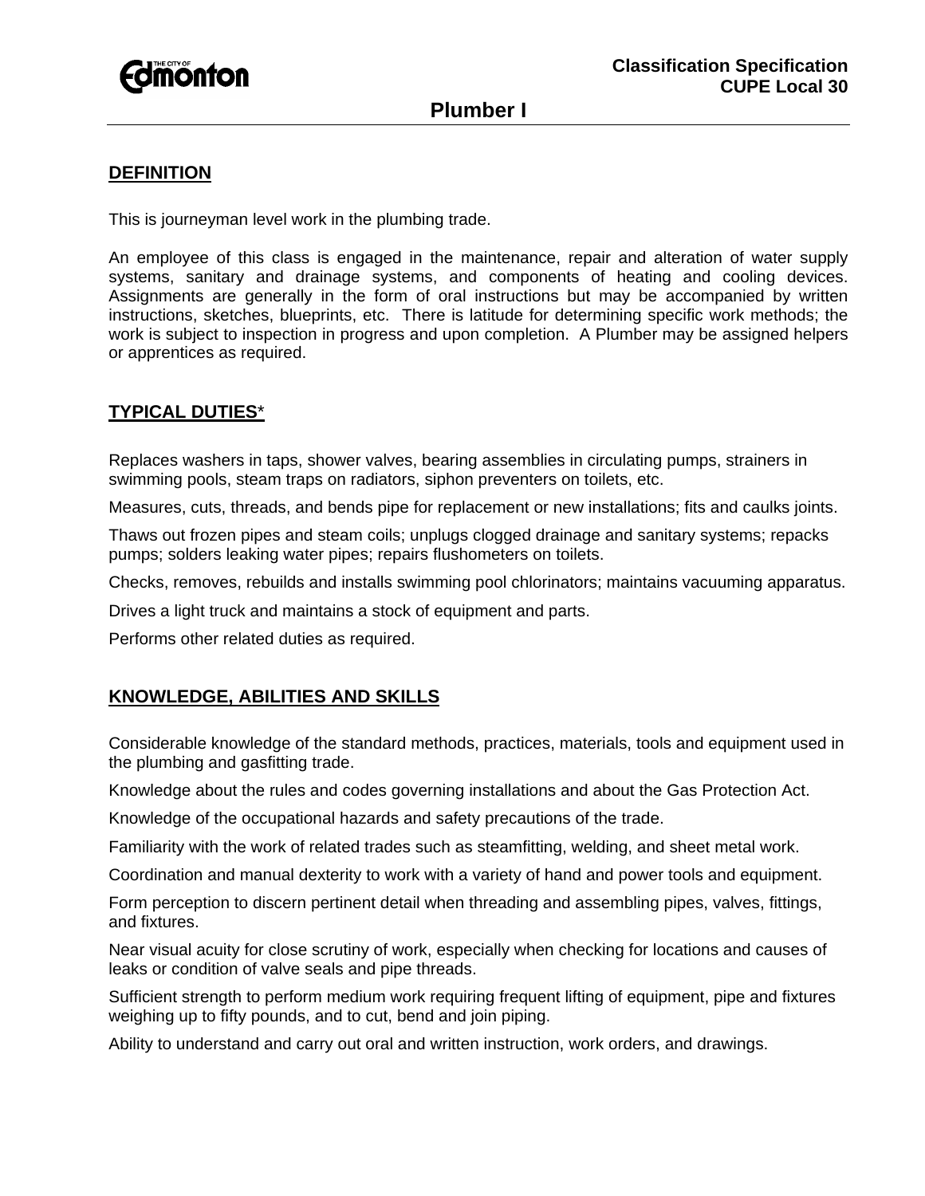Classification Specification
CUPE Local 30

# Plumber I

## DEFINITION

This is journeyman level work in the plumbing trade.

An employee of this class is engaged in the maintenance, repair and alteration of water supply systems, sanitary and drainage systems, and components of heating and cooling devices. Assignments are generally in the form of oral instructions but may be accompanied by written instructions, sketches, blueprints, etc. There is latitude for determining specific work methods; the work is subject to inspection in progress and upon completion. A Plumber may be assigned helpers or apprentices as required.

## TYPICAL DUTIES*

Replaces washers in taps, shower valves, bearing assemblies in circulating pumps, strainers in swimming pools, steam traps on radiators, siphon preventers on toilets, etc.

Measures, cuts, threads, and bends pipe for replacement or new installations; fits and caulks joints.

Thaws out frozen pipes and steam coils; unplugs clogged drainage and sanitary systems; repacks pumps; solders leaking water pipes; repairs flushometers on toilets.

Checks, removes, rebuilds and installs swimming pool chlorinators; maintains vacuuming apparatus.

Drives a light truck and maintains a stock of equipment and parts.

Performs other related duties as required.

## KNOWLEDGE, ABILITIES AND SKILLS

Considerable knowledge of the standard methods, practices, materials, tools and equipment used in the plumbing and gasfitting trade.

Knowledge about the rules and codes governing installations and about the Gas Protection Act.

Knowledge of the occupational hazards and safety precautions of the trade.

Familiarity with the work of related trades such as steamfitting, welding, and sheet metal work.

Coordination and manual dexterity to work with a variety of hand and power tools and equipment.

Form perception to discern pertinent detail when threading and assembling pipes, valves, fittings, and fixtures.

Near visual acuity for close scrutiny of work, especially when checking for locations and causes of leaks or condition of valve seals and pipe threads.

Sufficient strength to perform medium work requiring frequent lifting of equipment, pipe and fixtures weighing up to fifty pounds, and to cut, bend and join piping.

Ability to understand and carry out oral and written instruction, work orders, and drawings.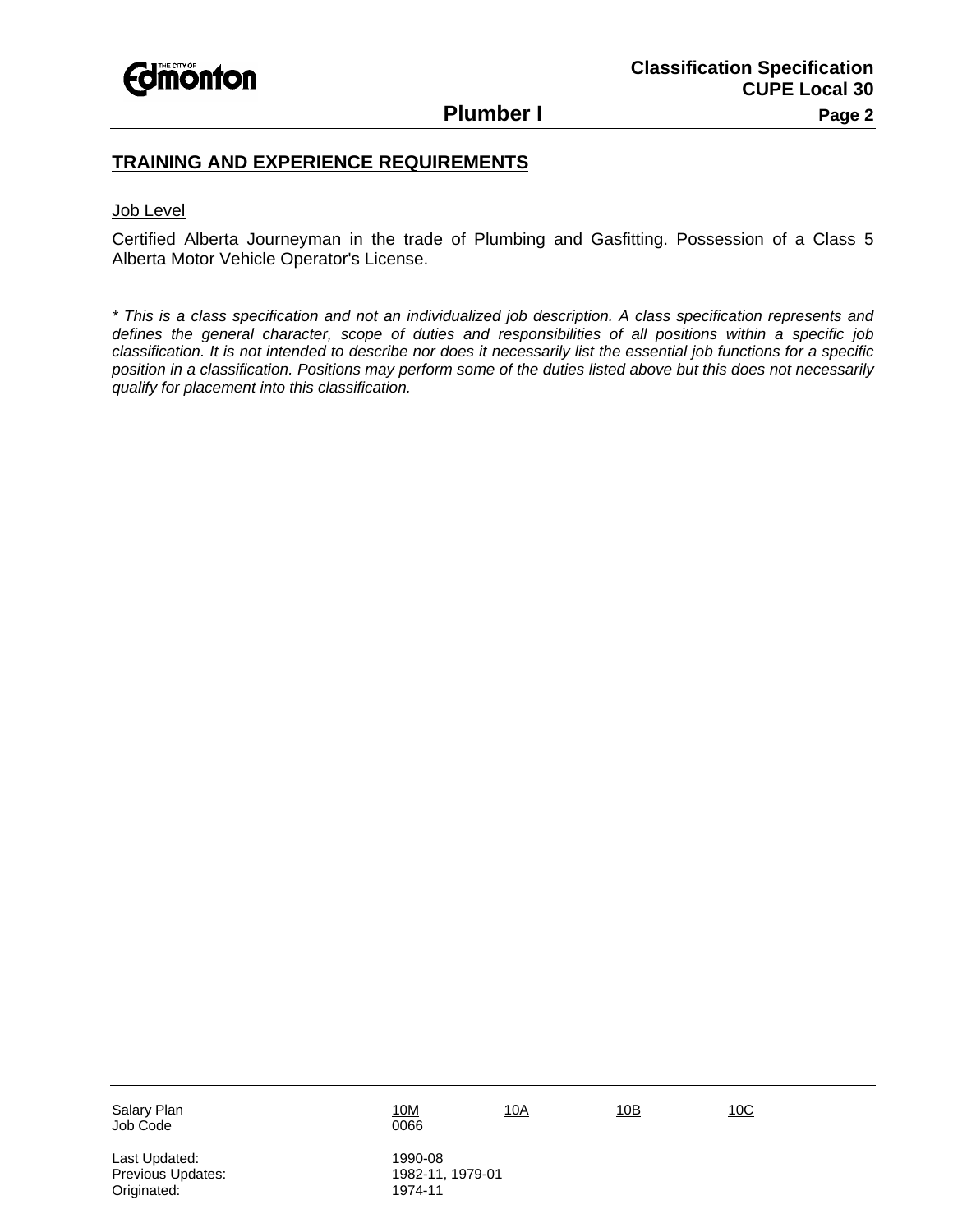## TRAINING AND EXPERIENCE REQUIREMENTS

Job Level

Certified Alberta Journeyman in the trade of Plumbing and Gasfitting. Possession of a Class 5 Alberta Motor Vehicle Operator's License.

*\* This is a class specification and not an individualized job description. A class specification represents and defines the general character, scope of duties and responsibilities of all positions within a specific job classification. It is not intended to describe nor does it necessarily list the essential job functions for a specific position in a classification. Positions may perform some of the duties listed above but this does not necessarily qualify for placement into this classification.*

| | | | | |
|---|---|---|---|---|
| Salary Plan | 10M | 10A | 10B | 10C |
| Job Code | 0066 | | | |

| | |
|---|---|
| Last Updated: | 1990-08 |
| Previous Updates: | 1982-11, 1979-01 |
| Originated: | 1974-11 |